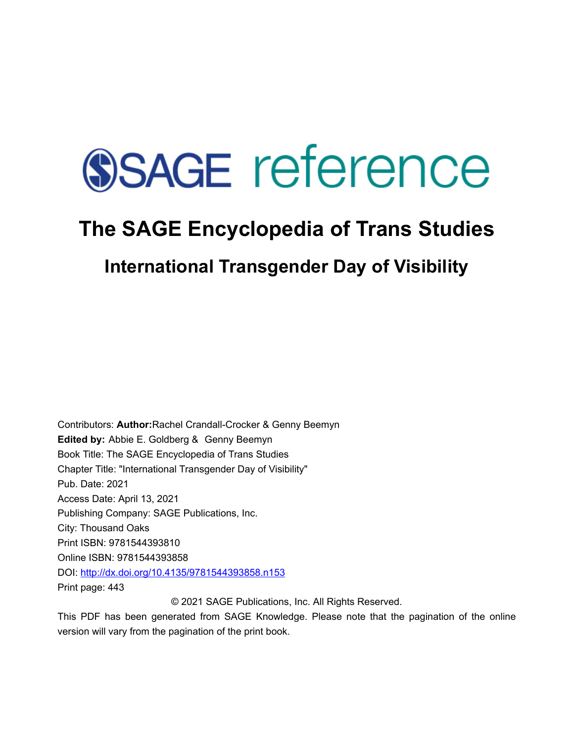# SAGE reference

# The SAGE Encyclopedia of Trans Studies

## International Transgender Day of Visibility

Contributors: **Author:**Rachel Crandall-Crocker & Genny Beemyn

**Edited by:** Abbie E. Goldberg & Genny Beemyn

Book Title: The SAGE Encyclopedia of Trans Studies

Chapter Title: "International Transgender Day of Visibility"

Pub. Date: 2021

Access Date: April 13, 2021

Publishing Company: SAGE Publications, Inc.

City: Thousand Oaks

Print ISBN: 9781544393810

Online ISBN: 9781544393858

DOI: [http://dx.doi.org/10.4135/9781544393858.n153](http://dx.doi.org/10.4135/9781544393858.n153)

Print page: 443

© 2021 SAGE Publications, Inc. All Rights Reserved.

This PDF has been generated from SAGE Knowledge. Please note that the pagination of the online version will vary from the pagination of the print book.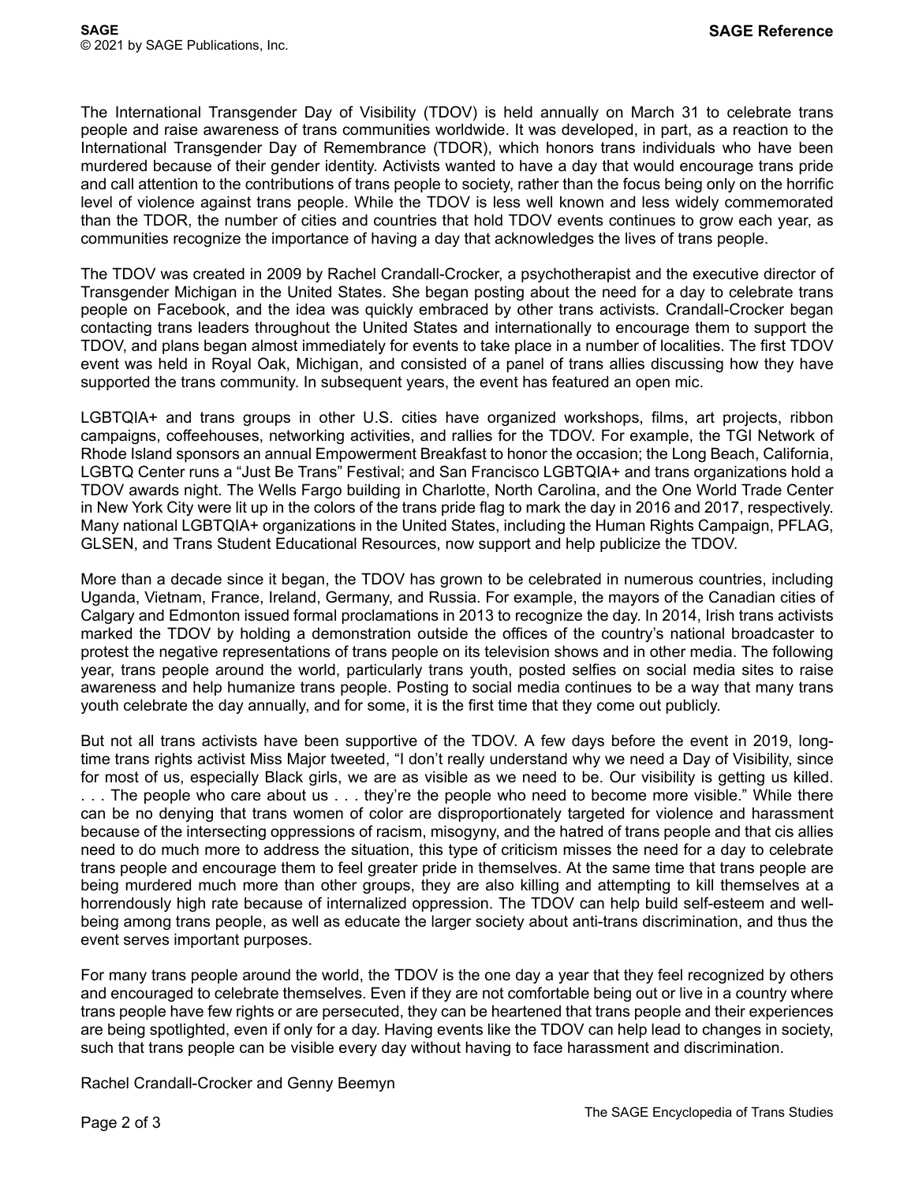The International Transgender Day of Visibility (TDOV) is held annually on March 31 to celebrate trans people and raise awareness of trans communities worldwide. It was developed, in part, as a reaction to the International Transgender Day of Remembrance (TDOR), which honors trans individuals who have been murdered because of their gender identity. Activists wanted to have a day that would encourage trans pride and call attention to the contributions of trans people to society, rather than the focus being only on the horrific level of violence against trans people. While the TDOV is less well known and less widely commemorated than the TDOR, the number of cities and countries that hold TDOV events continues to grow each year, as communities recognize the importance of having a day that acknowledges the lives of trans people.

The TDOV was created in 2009 by Rachel Crandall-Crocker, a psychotherapist and the executive director of Transgender Michigan in the United States. She began posting about the need for a day to celebrate trans people on Facebook, and the idea was quickly embraced by other trans activists. Crandall-Crocker began contacting trans leaders throughout the United States and internationally to encourage them to support the TDOV, and plans began almost immediately for events to take place in a number of localities. The first TDOV event was held in Royal Oak, Michigan, and consisted of a panel of trans allies discussing how they have supported the trans community. In subsequent years, the event has featured an open mic.

LGBTQIA+ and trans groups in other U.S. cities have organized workshops, films, art projects, ribbon campaigns, coffeehouses, networking activities, and rallies for the TDOV. For example, the TGI Network of Rhode Island sponsors an annual Empowerment Breakfast to honor the occasion; the Long Beach, California, LGBTQ Center runs a "Just Be Trans" Festival; and San Francisco LGBTQIA+ and trans organizations hold a TDOV awards night. The Wells Fargo building in Charlotte, North Carolina, and the One World Trade Center in New York City were lit up in the colors of the trans pride flag to mark the day in 2016 and 2017, respectively. Many national LGBTQIA+ organizations in the United States, including the Human Rights Campaign, PFLAG, GLSEN, and Trans Student Educational Resources, now support and help publicize the TDOV.

More than a decade since it began, the TDOV has grown to be celebrated in numerous countries, including Uganda, Vietnam, France, Ireland, Germany, and Russia. For example, the mayors of the Canadian cities of Calgary and Edmonton issued formal proclamations in 2013 to recognize the day. In 2014, Irish trans activists marked the TDOV by holding a demonstration outside the offices of the country's national broadcaster to protest the negative representations of trans people on its television shows and in other media. The following year, trans people around the world, particularly trans youth, posted selfies on social media sites to raise awareness and help humanize trans people. Posting to social media continues to be a way that many trans youth celebrate the day annually, and for some, it is the first time that they come out publicly.

But not all trans activists have been supportive of the TDOV. A few days before the event in 2019, long-time trans rights activist Miss Major tweeted, "I don't really understand why we need a Day of Visibility, since for most of us, especially Black girls, we are as visible as we need to be. Our visibility is getting us killed. . . . The people who care about us . . . they're the people who need to become more visible." While there can be no denying that trans women of color are disproportionately targeted for violence and harassment because of the intersecting oppressions of racism, misogyny, and the hatred of trans people and that cis allies need to do much more to address the situation, this type of criticism misses the need for a day to celebrate trans people and encourage them to feel greater pride in themselves. At the same time that trans people are being murdered much more than other groups, they are also killing and attempting to kill themselves at a horrendously high rate because of internalized oppression. The TDOV can help build self-esteem and well-being among trans people, as well as educate the larger society about anti-trans discrimination, and thus the event serves important purposes.

For many trans people around the world, the TDOV is the one day a year that they feel recognized by others and encouraged to celebrate themselves. Even if they are not comfortable being out or live in a country where trans people have few rights or are persecuted, they can be heartened that trans people and their experiences are being spotlighted, even if only for a day. Having events like the TDOV can help lead to changes in society, such that trans people can be visible every day without having to face harassment and discrimination.

Rachel Crandall-Crocker and Genny Beemyn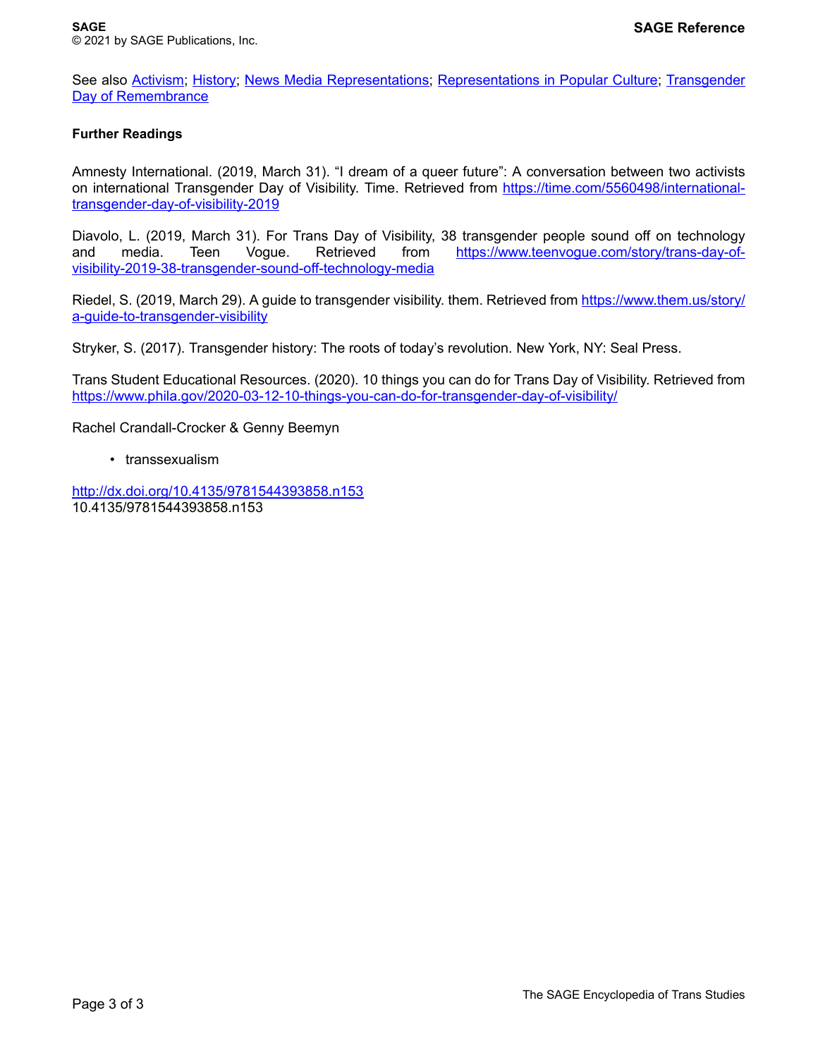See also [Activism](); [History](); [News Media Representations](); [Representations in Popular Culture](); [Transgender Day of Remembrance]()

**Further Readings**

Amnesty International. (2019, March 31). "I dream of a queer future": A conversation between two activists on international Transgender Day of Visibility. Time. Retrieved from https://time.com/5560498/international-transgender-day-of-visibility-2019

Diavolo, L. (2019, March 31). For Trans Day of Visibility, 38 transgender people sound off on technology and media. Teen Vogue. Retrieved from https://www.teenvogue.com/story/trans-day-of-visibility-2019-38-transgender-sound-off-technology-media

Riedel, S. (2019, March 29). A guide to transgender visibility. them. Retrieved from https://www.them.us/story/a-guide-to-transgender-visibility

Stryker, S. (2017). Transgender history: The roots of today's revolution. New York, NY: Seal Press.

Trans Student Educational Resources. (2020). 10 things you can do for Trans Day of Visibility. Retrieved from https://www.phila.gov/2020-03-12-10-things-you-can-do-for-transgender-day-of-visibility/

Rachel Crandall-Crocker & Genny Beemyn

- transsexualism

http://dx.doi.org/10.4135/9781544393858.n153
10.4135/9781544393858.n153